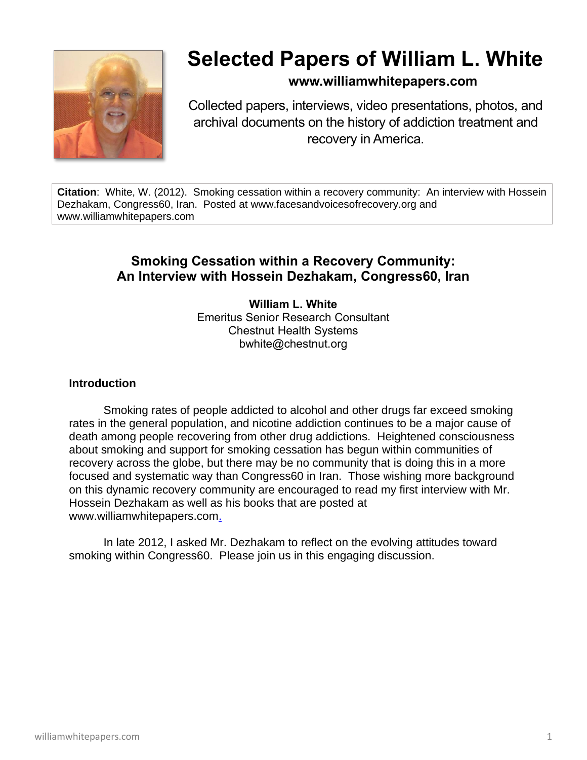# Selected Papers of William L. White

**www.williamwhitepapers.com**

Collected papers, interviews, video presentations, photos, and archival documents on the history of addiction treatment and recovery in America.

**Citation**: White, W. (2012). Smoking cessation within a recovery community: An interview with Hossein Dezhakam, Congress60, Iran. Posted at www.facesandvoicesofrecovery.org and www.williamwhitepapers.com

## Smoking Cessation within a Recovery Community: An Interview with Hossein Dezhakam, Congress60, Iran

**William L. White**
Emeritus Senior Research Consultant
Chestnut Health Systems
bwhite@chestnut.org

### Introduction

Smoking rates of people addicted to alcohol and other drugs far exceed smoking rates in the general population, and nicotine addiction continues to be a major cause of death among people recovering from other drug addictions. Heightened consciousness about smoking and support for smoking cessation has begun within communities of recovery across the globe, but there may be no community that is doing this in a more focused and systematic way than Congress60 in Iran. Those wishing more background on this dynamic recovery community are encouraged to read my first interview with Mr. Hossein Dezhakam as well as his books that are posted at www.williamwhitepapers.com.

In late 2012, I asked Mr. Dezhakam to reflect on the evolving attitudes toward smoking within Congress60. Please join us in this engaging discussion.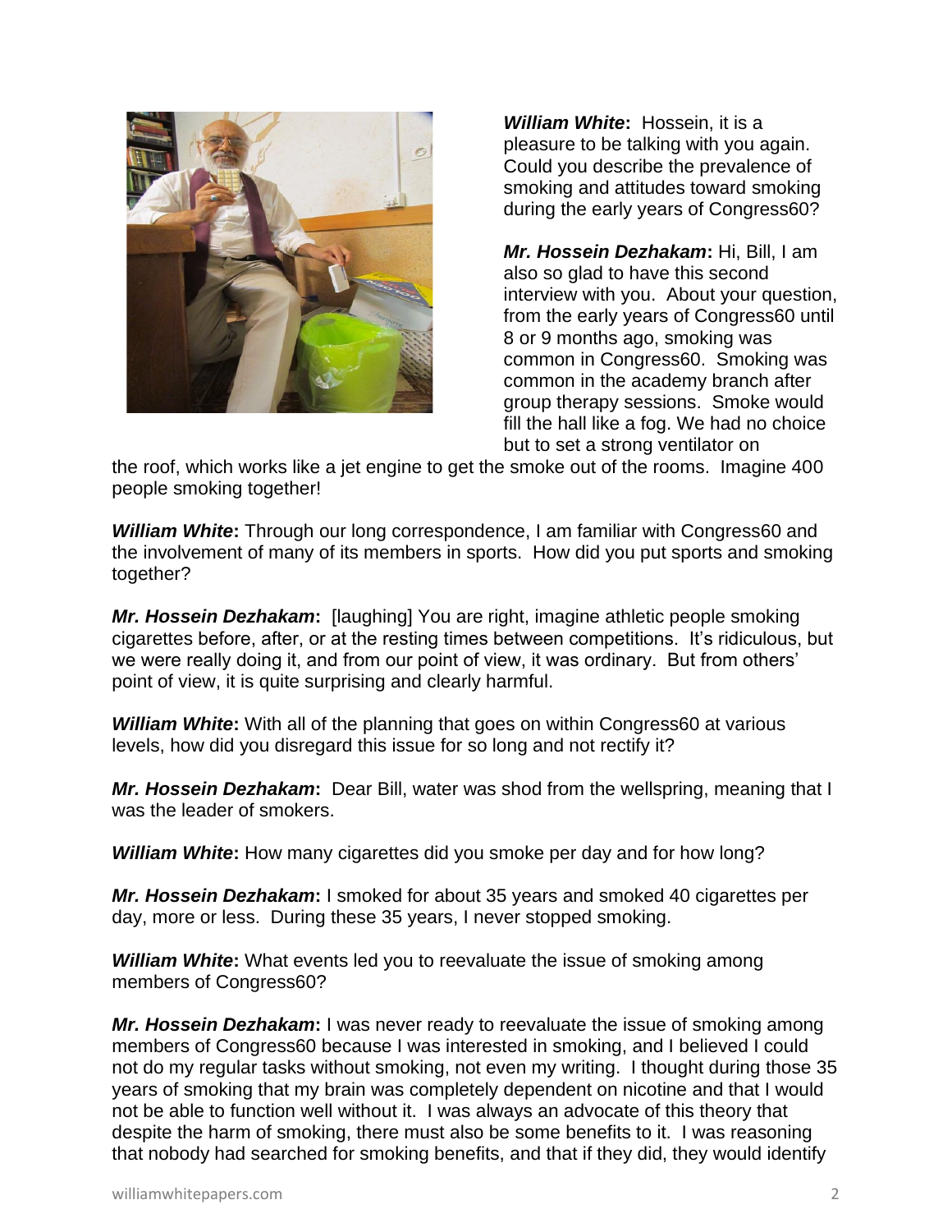***William White*:** Hossein, it is a pleasure to be talking with you again. Could you describe the prevalence of smoking and attitudes toward smoking during the early years of Congress60?

***Mr. Hossein Dezhakam*:** Hi, Bill, I am also so glad to have this second interview with you. About your question, from the early years of Congress60 until 8 or 9 months ago, smoking was common in Congress60. Smoking was common in the academy branch after group therapy sessions. Smoke would fill the hall like a fog. We had no choice but to set a strong ventilator on the roof, which works like a jet engine to get the smoke out of the rooms. Imagine 400 people smoking together!

***William White*:** Through our long correspondence, I am familiar with Congress60 and the involvement of many of its members in sports. How did you put sports and smoking together?

***Mr. Hossein Dezhakam*:** [laughing] You are right, imagine athletic people smoking cigarettes before, after, or at the resting times between competitions. It's ridiculous, but we were really doing it, and from our point of view, it was ordinary. But from others' point of view, it is quite surprising and clearly harmful.

***William White*:** With all of the planning that goes on within Congress60 at various levels, how did you disregard this issue for so long and not rectify it?

***Mr. Hossein Dezhakam*:** Dear Bill, water was shod from the wellspring, meaning that I was the leader of smokers.

***William White*:** How many cigarettes did you smoke per day and for how long?

***Mr. Hossein Dezhakam*:** I smoked for about 35 years and smoked 40 cigarettes per day, more or less. During these 35 years, I never stopped smoking.

***William White*:** What events led you to reevaluate the issue of smoking among members of Congress60?

***Mr. Hossein Dezhakam*:** I was never ready to reevaluate the issue of smoking among members of Congress60 because I was interested in smoking, and I believed I could not do my regular tasks without smoking, not even my writing. I thought during those 35 years of smoking that my brain was completely dependent on nicotine and that I would not be able to function well without it. I was always an advocate of this theory that despite the harm of smoking, there must also be some benefits to it. I was reasoning that nobody had searched for smoking benefits, and that if they did, they would identify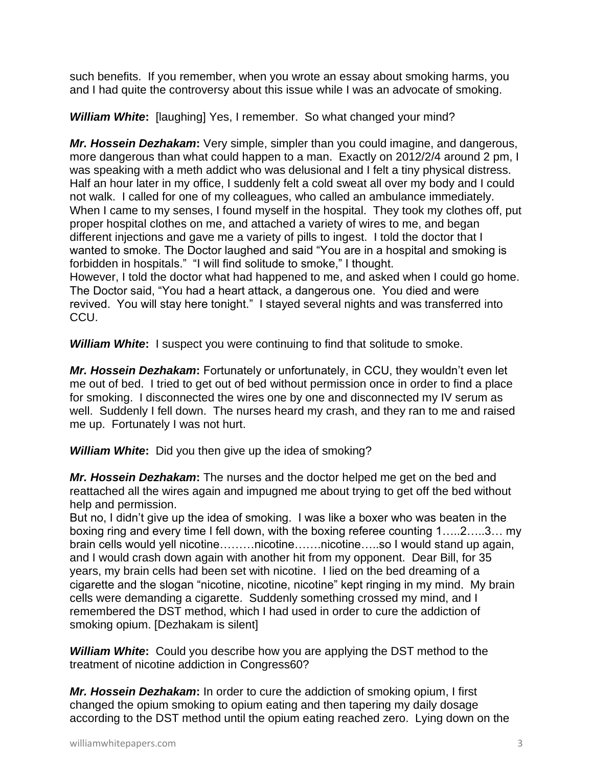such benefits. If you remember, when you wrote an essay about smoking harms, you and I had quite the controversy about this issue while I was an advocate of smoking.

***William White*:** [laughing] Yes, I remember. So what changed your mind?

***Mr. Hossein Dezhakam*:** Very simple, simpler than you could imagine, and dangerous, more dangerous than what could happen to a man. Exactly on 2012/2/4 around 2 pm, I was speaking with a meth addict who was delusional and I felt a tiny physical distress. Half an hour later in my office, I suddenly felt a cold sweat all over my body and I could not walk. I called for one of my colleagues, who called an ambulance immediately. When I came to my senses, I found myself in the hospital. They took my clothes off, put proper hospital clothes on me, and attached a variety of wires to me, and began different injections and gave me a variety of pills to ingest. I told the doctor that I wanted to smoke. The Doctor laughed and said "You are in a hospital and smoking is forbidden in hospitals." "I will find solitude to smoke," I thought.
However, I told the doctor what had happened to me, and asked when I could go home. The Doctor said, "You had a heart attack, a dangerous one. You died and were revived. You will stay here tonight." I stayed several nights and was transferred into CCU.

***William White*:** I suspect you were continuing to find that solitude to smoke.

***Mr. Hossein Dezhakam*:** Fortunately or unfortunately, in CCU, they wouldn't even let me out of bed. I tried to get out of bed without permission once in order to find a place for smoking. I disconnected the wires one by one and disconnected my IV serum as well. Suddenly I fell down. The nurses heard my crash, and they ran to me and raised me up. Fortunately I was not hurt.

***William White*:** Did you then give up the idea of smoking?

***Mr. Hossein Dezhakam*:** The nurses and the doctor helped me get on the bed and reattached all the wires again and impugned me about trying to get off the bed without help and permission.
But no, I didn't give up the idea of smoking. I was like a boxer who was beaten in the boxing ring and every time I fell down, with the boxing referee counting 1…..2…..3… my brain cells would yell nicotine………nicotine…….nicotine…..so I would stand up again, and I would crash down again with another hit from my opponent. Dear Bill, for 35 years, my brain cells had been set with nicotine. I lied on the bed dreaming of a cigarette and the slogan "nicotine, nicotine, nicotine" kept ringing in my mind. My brain cells were demanding a cigarette. Suddenly something crossed my mind, and I remembered the DST method, which I had used in order to cure the addiction of smoking opium. [Dezhakam is silent]

***William White*:** Could you describe how you are applying the DST method to the treatment of nicotine addiction in Congress60?

***Mr. Hossein Dezhakam*:** In order to cure the addiction of smoking opium, I first changed the opium smoking to opium eating and then tapering my daily dosage according to the DST method until the opium eating reached zero. Lying down on the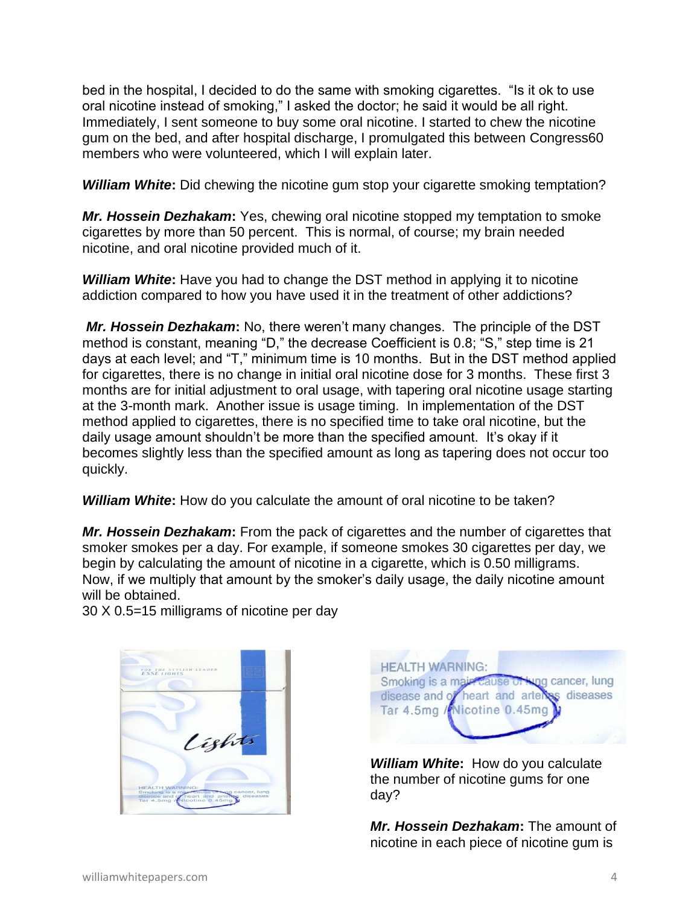bed in the hospital, I decided to do the same with smoking cigarettes. "Is it ok to use oral nicotine instead of smoking," I asked the doctor; he said it would be all right. Immediately, I sent someone to buy some oral nicotine. I started to chew the nicotine gum on the bed, and after hospital discharge, I promulgated this between Congress60 members who were volunteered, which I will explain later.

***William White*:** Did chewing the nicotine gum stop your cigarette smoking temptation?

***Mr. Hossein Dezhakam*:** Yes, chewing oral nicotine stopped my temptation to smoke cigarettes by more than 50 percent. This is normal, of course; my brain needed nicotine, and oral nicotine provided much of it.

***William White*:** Have you had to change the DST method in applying it to nicotine addiction compared to how you have used it in the treatment of other addictions?

***Mr. Hossein Dezhakam*:** No, there weren't many changes. The principle of the DST method is constant, meaning "D," the decrease Coefficient is 0.8; "S," step time is 21 days at each level; and "T," minimum time is 10 months. But in the DST method applied for cigarettes, there is no change in initial oral nicotine dose for 3 months. These first 3 months are for initial adjustment to oral usage, with tapering oral nicotine usage starting at the 3-month mark. Another issue is usage timing. In implementation of the DST method applied to cigarettes, there is no specified time to take oral nicotine, but the daily usage amount shouldn't be more than the specified amount. It's okay if it becomes slightly less than the specified amount as long as tapering does not occur too quickly.

***William White*:** How do you calculate the amount of oral nicotine to be taken?

***Mr. Hossein Dezhakam*:** From the pack of cigarettes and the number of cigarettes that smoker smokes per a day. For example, if someone smokes 30 cigarettes per day, we begin by calculating the amount of nicotine in a cigarette, which is 0.50 milligrams. Now, if we multiply that amount by the smoker's daily usage, the daily nicotine amount will be obtained.

30 X 0.5=15 milligrams of nicotine per day

***William White*:** How do you calculate the number of nicotine gums for one day?

***Mr. Hossein Dezhakam*:** The amount of nicotine in each piece of nicotine gum is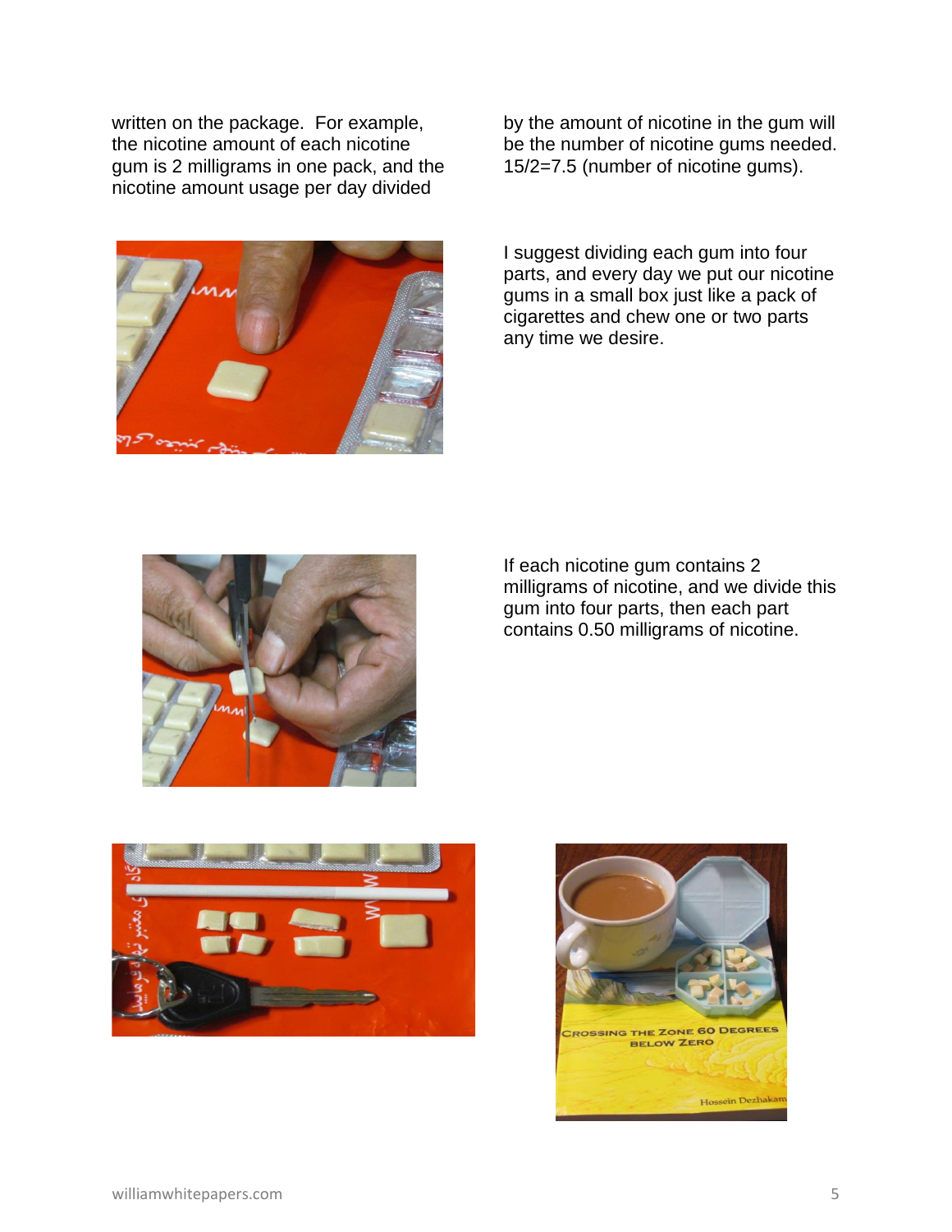written on the package. For example, the nicotine amount of each nicotine gum is 2 milligrams in one pack, and the nicotine amount usage per day divided by the amount of nicotine in the gum will be the number of nicotine gums needed. 15/2=7.5 (number of nicotine gums).

I suggest dividing each gum into four parts, and every day we put our nicotine gums in a small box just like a pack of cigarettes and chew one or two parts any time we desire.

If each nicotine gum contains 2 milligrams of nicotine, and we divide this gum into four parts, then each part contains 0.50 milligrams of nicotine.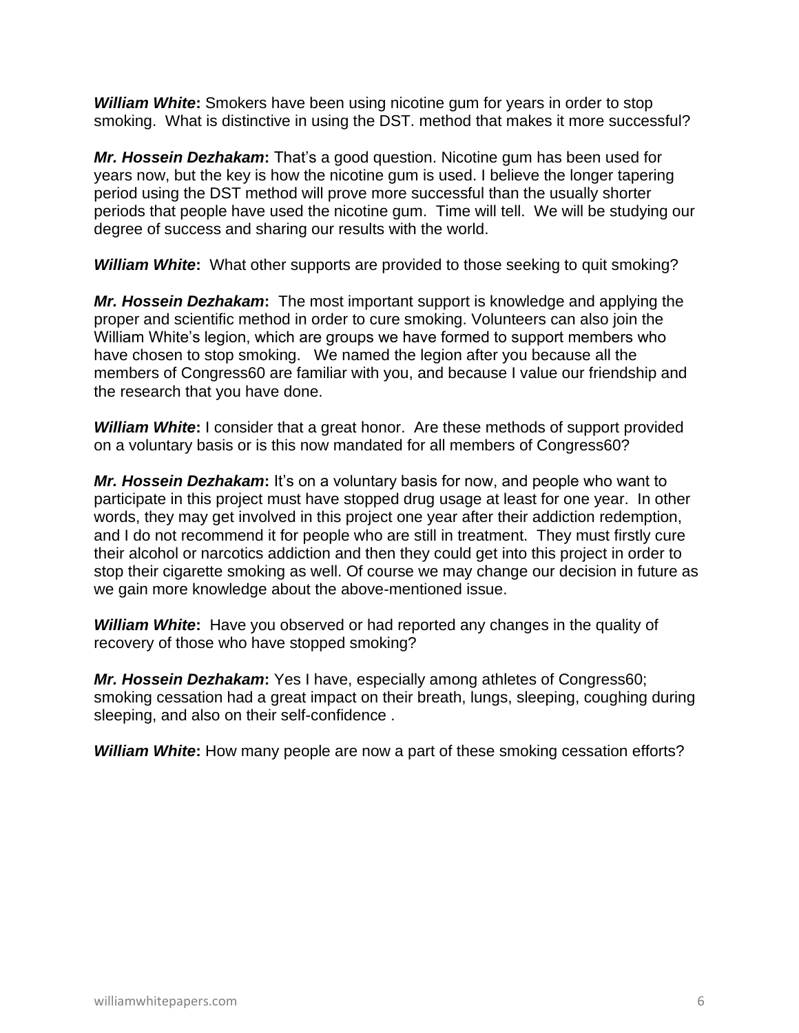***William White*:** Smokers have been using nicotine gum for years in order to stop smoking. What is distinctive in using the DST. method that makes it more successful?

***Mr. Hossein Dezhakam*:** That's a good question. Nicotine gum has been used for years now, but the key is how the nicotine gum is used. I believe the longer tapering period using the DST method will prove more successful than the usually shorter periods that people have used the nicotine gum. Time will tell. We will be studying our degree of success and sharing our results with the world.

***William White*:** What other supports are provided to those seeking to quit smoking?

***Mr. Hossein Dezhakam*:** The most important support is knowledge and applying the proper and scientific method in order to cure smoking. Volunteers can also join the William White's legion, which are groups we have formed to support members who have chosen to stop smoking. We named the legion after you because all the members of Congress60 are familiar with you, and because I value our friendship and the research that you have done.

***William White*:** I consider that a great honor. Are these methods of support provided on a voluntary basis or is this now mandated for all members of Congress60?

***Mr. Hossein Dezhakam*:** It's on a voluntary basis for now, and people who want to participate in this project must have stopped drug usage at least for one year. In other words, they may get involved in this project one year after their addiction redemption, and I do not recommend it for people who are still in treatment. They must firstly cure their alcohol or narcotics addiction and then they could get into this project in order to stop their cigarette smoking as well. Of course we may change our decision in future as we gain more knowledge about the above-mentioned issue.

***William White*:** Have you observed or had reported any changes in the quality of recovery of those who have stopped smoking?

***Mr. Hossein Dezhakam*:** Yes I have, especially among athletes of Congress60; smoking cessation had a great impact on their breath, lungs, sleeping, coughing during sleeping, and also on their self-confidence .

***William White*:** How many people are now a part of these smoking cessation efforts?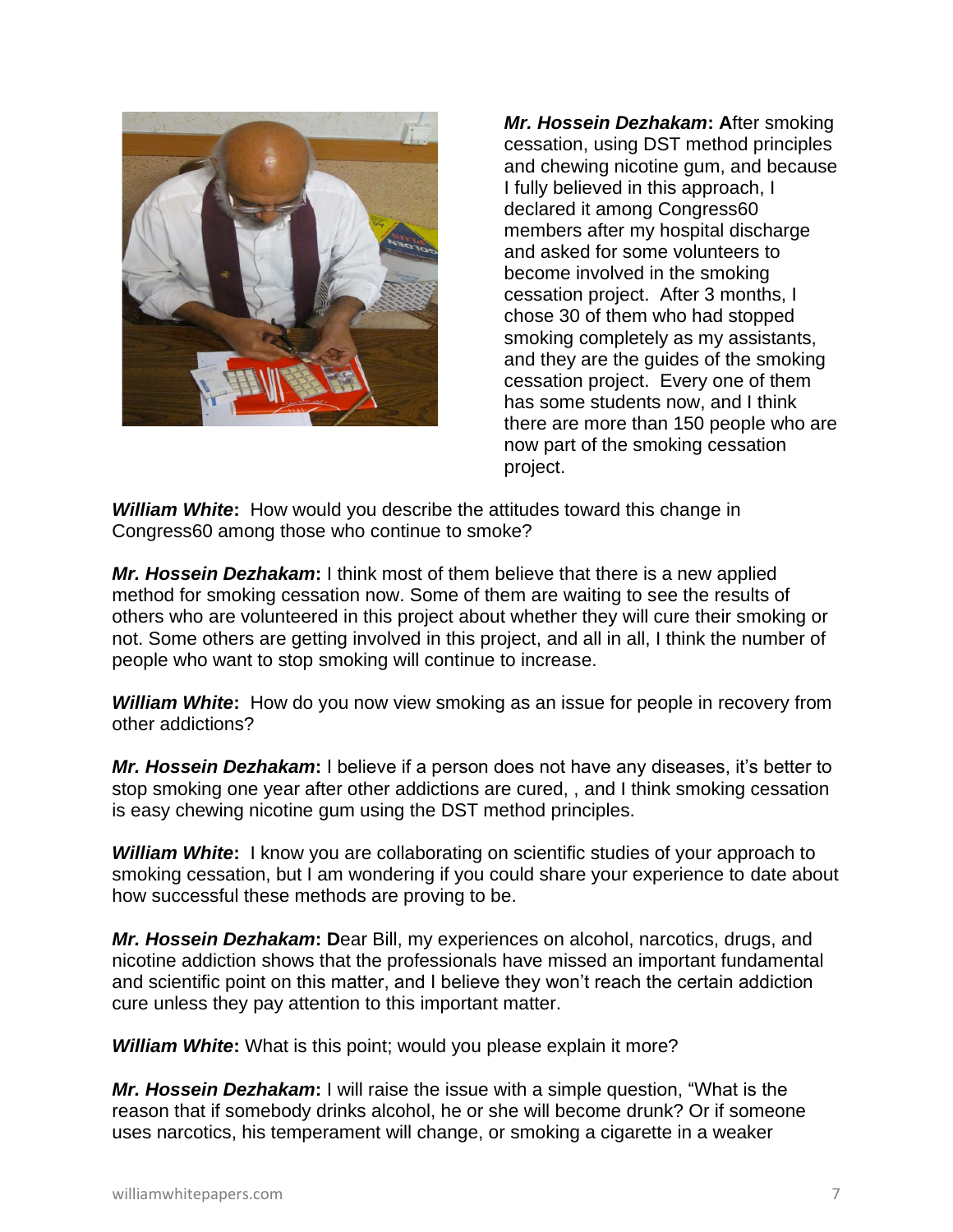***Mr. Hossein Dezhakam*:** After smoking cessation, using DST method principles and chewing nicotine gum, and because I fully believed in this approach, I declared it among Congress60 members after my hospital discharge and asked for some volunteers to become involved in the smoking cessation project. After 3 months, I chose 30 of them who had stopped smoking completely as my assistants, and they are the guides of the smoking cessation project. Every one of them has some students now, and I think there are more than 150 people who are now part of the smoking cessation project.

***William White*:** How would you describe the attitudes toward this change in Congress60 among those who continue to smoke?

***Mr. Hossein Dezhakam*:** I think most of them believe that there is a new applied method for smoking cessation now. Some of them are waiting to see the results of others who are volunteered in this project about whether they will cure their smoking or not. Some others are getting involved in this project, and all in all, I think the number of people who want to stop smoking will continue to increase.

***William White*:** How do you now view smoking as an issue for people in recovery from other addictions?

***Mr. Hossein Dezhakam*:** I believe if a person does not have any diseases, it's better to stop smoking one year after other addictions are cured, , and I think smoking cessation is easy chewing nicotine gum using the DST method principles.

***William White*:** I know you are collaborating on scientific studies of your approach to smoking cessation, but I am wondering if you could share your experience to date about how successful these methods are proving to be.

***Mr. Hossein Dezhakam*:** Dear Bill, my experiences on alcohol, narcotics, drugs, and nicotine addiction shows that the professionals have missed an important fundamental and scientific point on this matter, and I believe they won't reach the certain addiction cure unless they pay attention to this important matter.

***William White*:** What is this point; would you please explain it more?

***Mr. Hossein Dezhakam*:** I will raise the issue with a simple question, "What is the reason that if somebody drinks alcohol, he or she will become drunk? Or if someone uses narcotics, his temperament will change, or smoking a cigarette in a weaker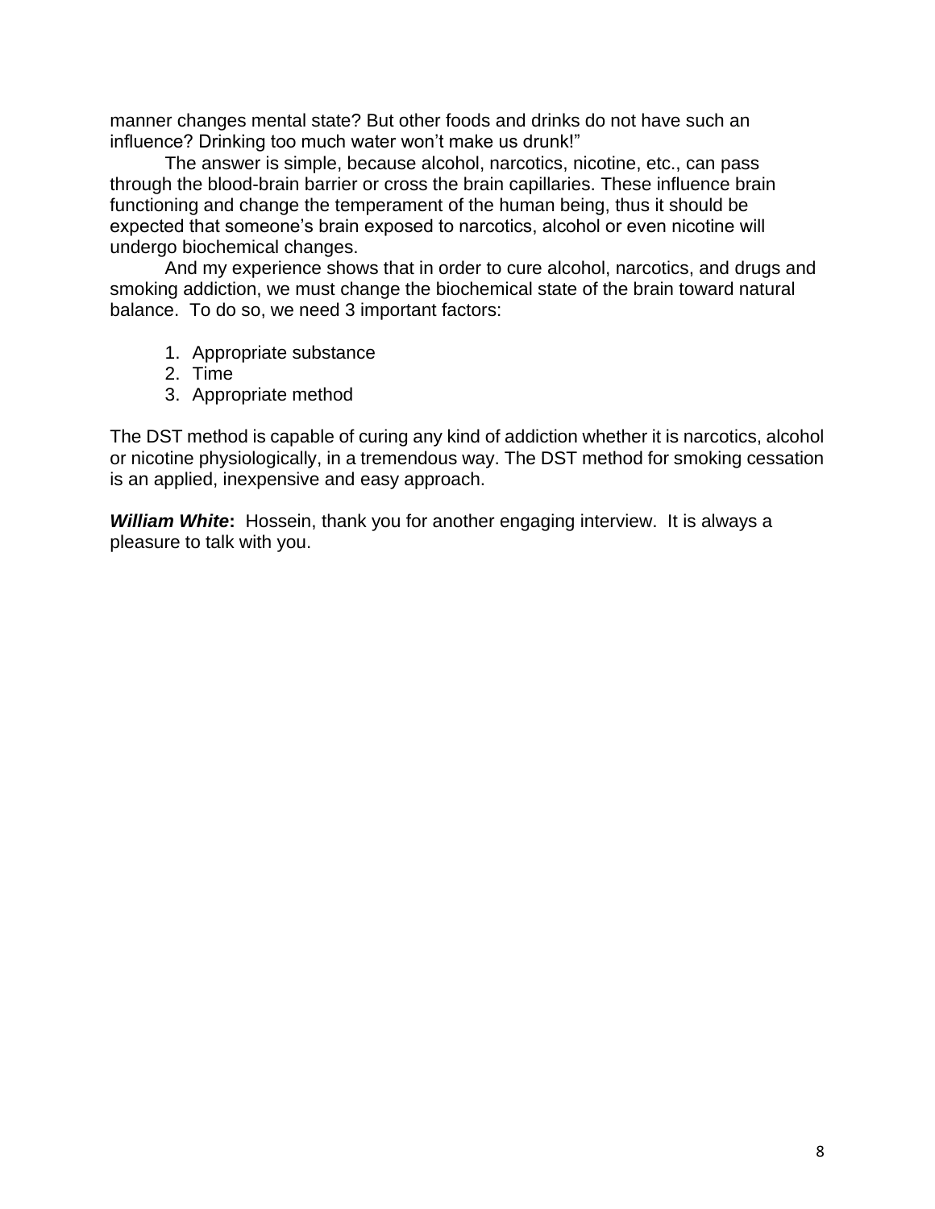manner changes mental state? But other foods and drinks do not have such an influence? Drinking too much water won't make us drunk!"

The answer is simple, because alcohol, narcotics, nicotine, etc., can pass through the blood-brain barrier or cross the brain capillaries. These influence brain functioning and change the temperament of the human being, thus it should be expected that someone's brain exposed to narcotics, alcohol or even nicotine will undergo biochemical changes.

And my experience shows that in order to cure alcohol, narcotics, and drugs and smoking addiction, we must change the biochemical state of the brain toward natural balance. To do so, we need 3 important factors:

1. Appropriate substance
2. Time
3. Appropriate method

The DST method is capable of curing any kind of addiction whether it is narcotics, alcohol or nicotine physiologically, in a tremendous way. The DST method for smoking cessation is an applied, inexpensive and easy approach.

***William White*:** Hossein, thank you for another engaging interview. It is always a pleasure to talk with you.